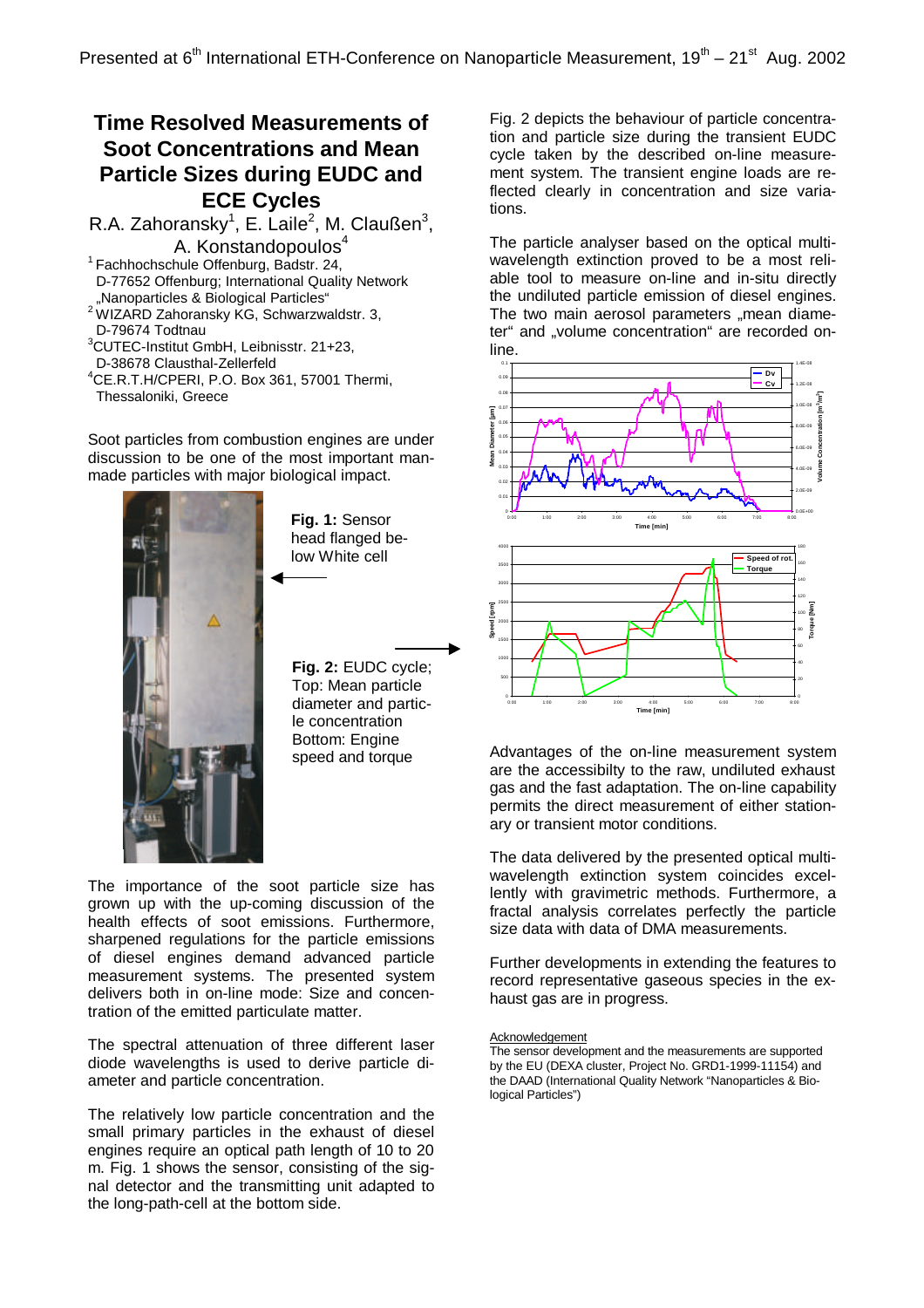Presented at 6th International ETH-Conference on Nanoparticle Measurement, 19th – 21st Aug. 2002

# Time Resolved Measurements of Soot Concentrations and Mean Particle Sizes during EUDC and ECE Cycles

R.A. Zahoransky[1], E. Laile[2], M. Claußen[3], A. Konstandopoulos[4]

[1] Fachhochschule Offenburg, Badstr. 24, D-77652 Offenburg; International Quality Network „Nanoparticles & Biological Particles"
[2] WIZARD Zahoransky KG, Schwarzwaldstr. 3, D-79674 Todtnau
[3] CUTEC-Institut GmbH, Leibnisstr. 21+23, D-38678 Clausthal-Zellerfeld
[4] CE.R.T.H/CPERI, P.O. Box 361, 57001 Thermi, Thessaloniki, Greece

Soot particles from combustion engines are under discussion to be one of the most important man-made particles with major biological impact.

**Fig. 1:** Sensor head flanged below White cell

**Fig. 2:** EUDC cycle; Top: Mean particle diameter and particle concentration Bottom: Engine speed and torque

The importance of the soot particle size has grown up with the up-coming discussion of the health effects of soot emissions. Furthermore, sharpened regulations for the particle emissions of diesel engines demand advanced particle measurement systems. The presented system delivers both in on-line mode: Size and concentration of the emitted particulate matter.

The spectral attenuation of three different laser diode wavelengths is used to derive particle diameter and particle concentration.

The relatively low particle concentration and the small primary particles in the exhaust of diesel engines require an optical path length of 10 to 20 m. Fig. 1 shows the sensor, consisting of the signal detector and the transmitting unit adapted to the long-path-cell at the bottom side.

Fig. 2 depicts the behaviour of particle concentration and particle size during the transient EUDC cycle taken by the described on-line measurement system. The transient engine loads are reflected clearly in concentration and size variations.

The particle analyser based on the optical multi-wavelength extinction proved to be a most reliable tool to measure on-line and in-situ directly the undiluted particle emission of diesel engines. The two main aerosol parameters „mean diameter" and „volume concentration" are recorded on-line.

Advantages of the on-line measurement system are the accessibilty to the raw, undiluted exhaust gas and the fast adaptation. The on-line capability permits the direct measurement of either stationary or transient motor conditions.

The data delivered by the presented optical multi-wavelength extinction system coincides excellently with gravimetric methods. Furthermore, a fractal analysis correlates perfectly the particle size data with data of DMA measurements.

Further developments in extending the features to record representative gaseous species in the exhaust gas are in progress.

Acknowledgement

The sensor development and the measurements are supported by the EU (DEXA cluster, Project No. GRD1-1999-11154) and the DAAD (International Quality Network "Nanoparticles & Biological Particles")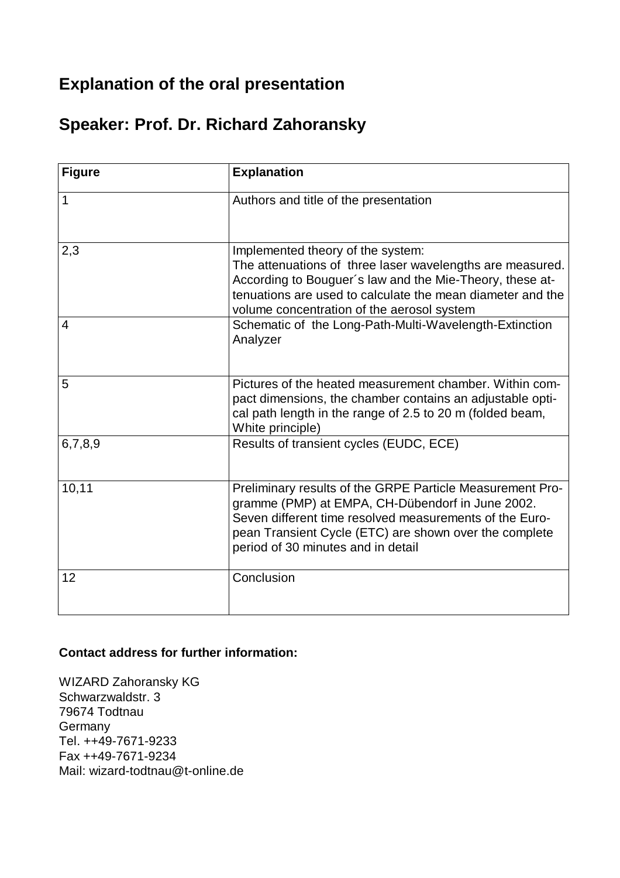## Explanation of the oral presentation

## Speaker: Prof. Dr. Richard Zahoransky

| Figure | Explanation |
|---|---|
| 1 | Authors and title of the presentation |
| 2,3 | Implemented theory of the system: The attenuations of three laser wavelengths are measured. According to Bouguer´s law and the Mie-Theory, these attenuations are used to calculate the mean diameter and the volume concentration of the aerosol system |
| 4 | Schematic of the Long-Path-Multi-Wavelength-Extinction Analyzer |
| 5 | Pictures of the heated measurement chamber. Within compact dimensions, the chamber contains an adjustable optical path length in the range of 2.5 to 20 m (folded beam, White principle) |
| 6,7,8,9 | Results of transient cycles (EUDC, ECE) |
| 10,11 | Preliminary results of the GRPE Particle Measurement Programme (PMP) at EMPA, CH-Dübendorf in June 2002. Seven different time resolved measurements of the European Transient Cycle (ETC) are shown over the complete period of 30 minutes and in detail |
| 12 | Conclusion |

**Contact address for further information:**

WIZARD Zahoransky KG
Schwarzwaldstr. 3
79674 Todtnau
Germany
Tel. ++49-7671-9233
Fax ++49-7671-9234
Mail: wizard-todtnau@t-online.de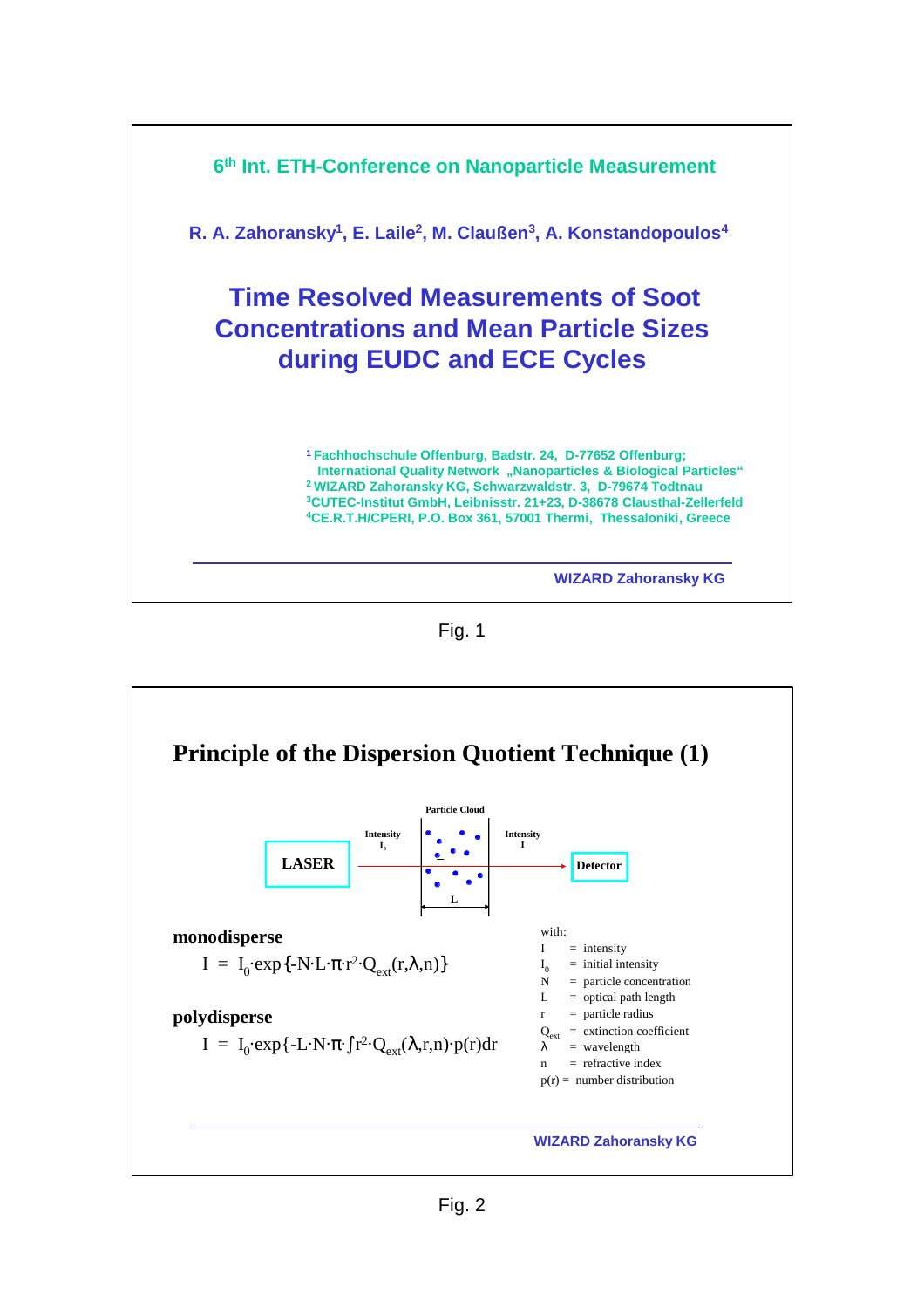## 6th Int. ETH-Conference on Nanoparticle Measurement

**R. A. Zahoransky[1], E. Laile[2], M. Claußen[3], A. Konstandopoulos[4]**

# Time Resolved Measurements of Soot Concentrations and Mean Particle Sizes during EUDC and ECE Cycles

[1] Fachhochschule Offenburg, Badstr. 24, D-77652 Offenburg; International Quality Network „Nanoparticles & Biological Particles"
[2] WIZARD Zahoransky KG, Schwarzwaldstr. 3, D-79674 Todtnau
[3] CUTEC-Institut GmbH, Leibnisstr. 21+23, D-38678 Clausthal-Zellerfeld
[4] CE.R.T.H/CPERI, P.O. Box 361, 57001 Thermi, Thessaloniki, Greece

WIZARD Zahoransky KG

Fig. 1

## Principle of the Dispersion Quotient Technique (1)

LASER → Intensity $I_0$ → Particle Cloud (L) → Intensity $I$ → Detector

**monodisperse**

$$I = I_0 \cdot \exp\{-N \cdot L \cdot \pi \cdot r^2 \cdot Q_{ext}(r,\lambda,n)\}$$

**polydisperse**

$$I = I_0 \cdot \exp\{-L \cdot N \cdot \pi \cdot \int r^2 \cdot Q_{ext}(\lambda,r,n) \cdot p(r)dr$$

with:

- $I$ = intensity
- $I_0$ = initial intensity
- $N$ = particle concentration
- $L$ = optical path length
- $r$ = particle radius
- $Q_{ext}$ = extinction coefficient
- $\lambda$ = wavelength
- $n$ = refractive index
- $p(r)$ = number distribution

WIZARD Zahoransky KG

Fig. 2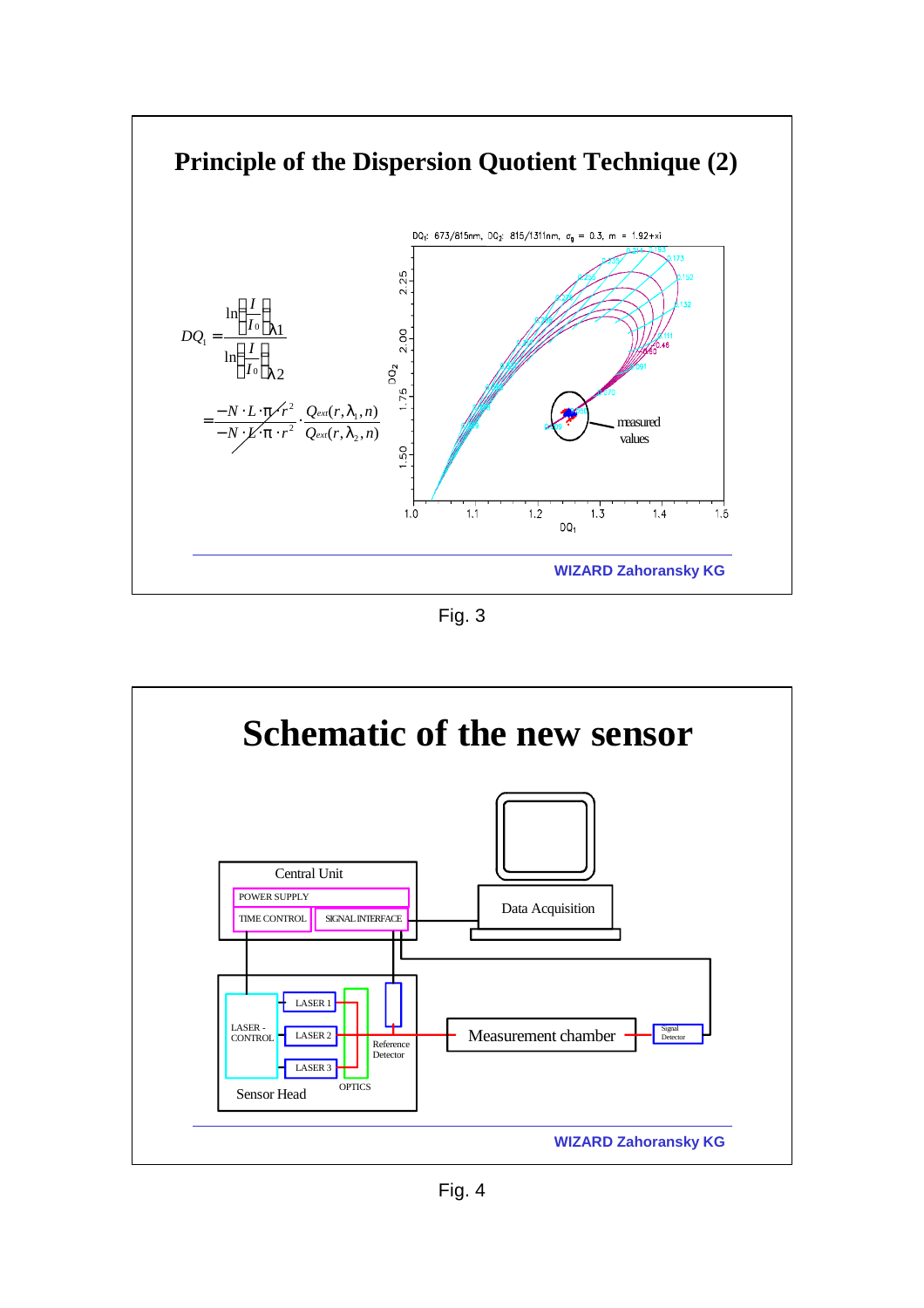## Principle of the Dispersion Quotient Technique (2)

$$DQ_1 = \frac{\ln\left(\frac{I}{I_0}\right)_{\lambda 1}}{\ln\left(\frac{I}{I_0}\right)_{\lambda 2}} = \frac{-N \cdot L \cdot \pi \cdot r^2}{-N \cdot L \cdot \pi \cdot r^2} \cdot \frac{Q_{ext}(r, \lambda_1, n)}{Q_{ext}(r, \lambda_2, n)}$$

$DQ_1$: 673/815nm, $DQ_2$: 815/1311nm, $\sigma_g$ = 0.3, m = 1.92+xi

measured values

WIZARD Zahoransky KG

Fig. 3

## Schematic of the new sensor

Central Unit: POWER SUPPLY, TIME CONTROL, SIGNAL INTERFACE

Data Acquisition

Sensor Head: LASER - CONTROL, LASER 1, LASER 2, LASER 3, OPTICS, Reference Detector

Measurement chamber

Signal Detector

WIZARD Zahoransky KG

Fig. 4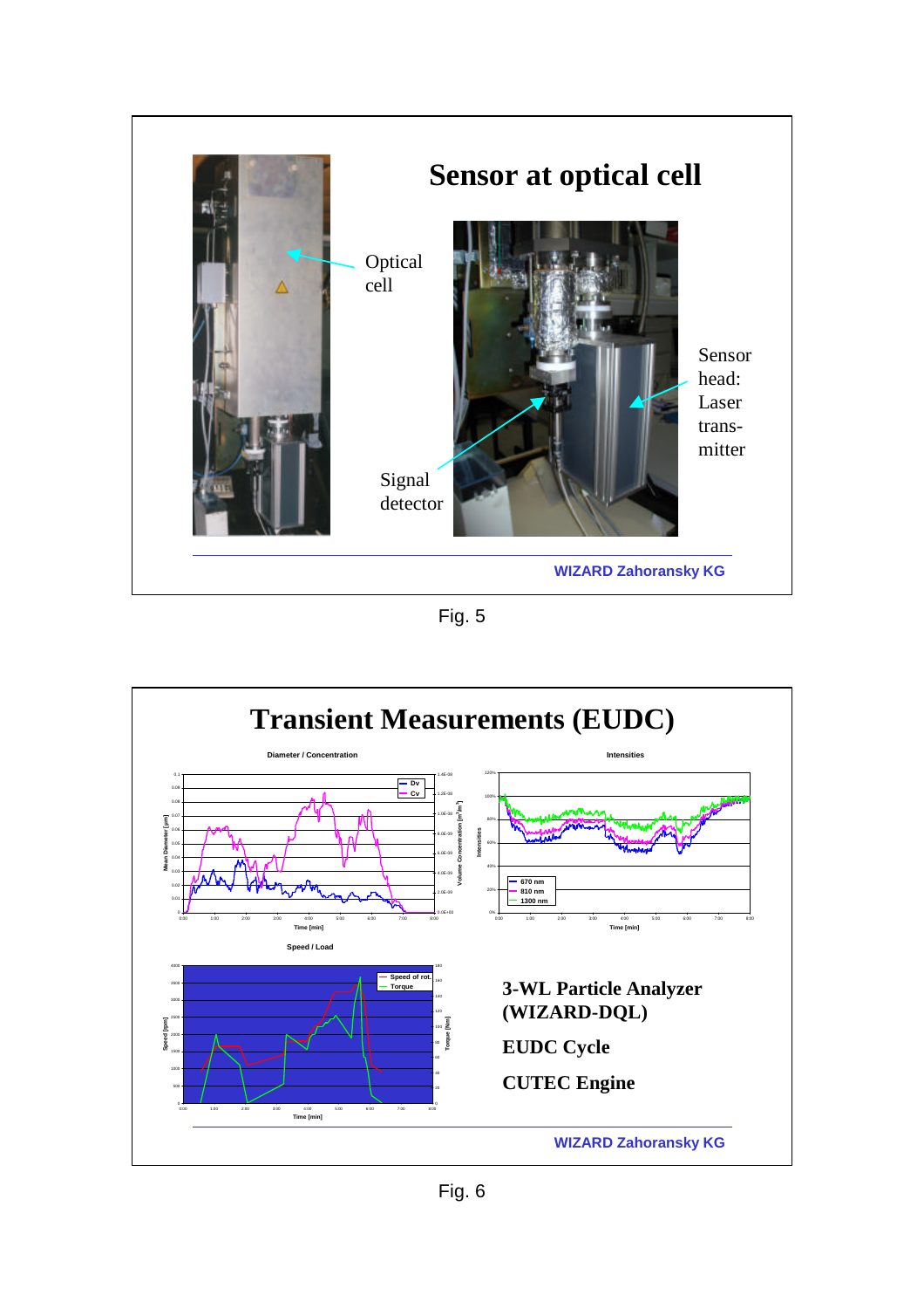## Sensor at optical cell

Optical cell

Sensor head: Laser trans-mitter

Signal detector

WIZARD Zahoransky KG

Fig. 5

## Transient Measurements (EUDC)

Diameter / Concentration

Intensities

Speed / Load

**3-WL Particle Analyzer (WIZARD-DQL)**

**EUDC Cycle**

**CUTEC Engine**

WIZARD Zahoransky KG

Fig. 6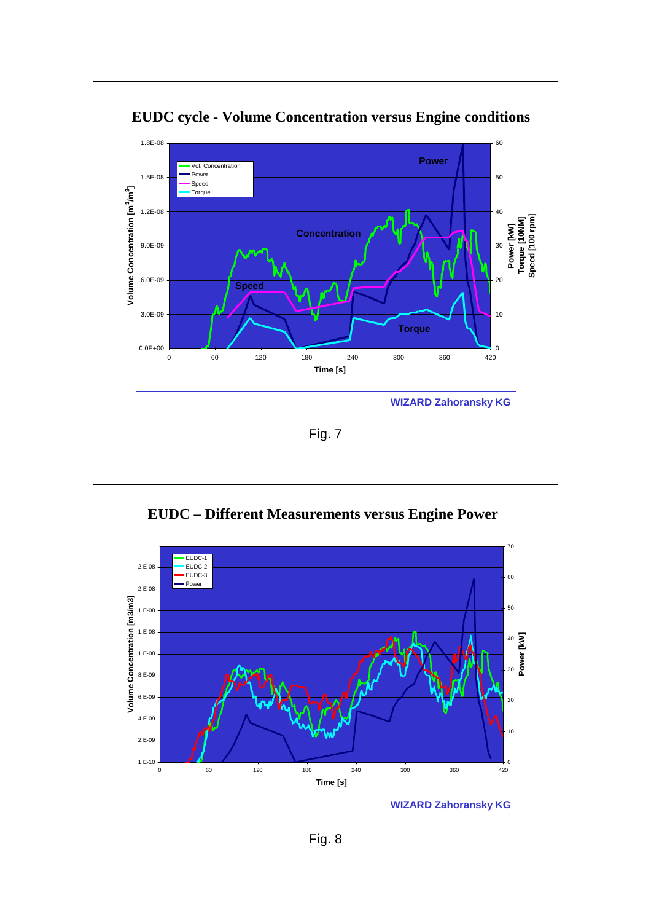Fig. 7

Fig. 8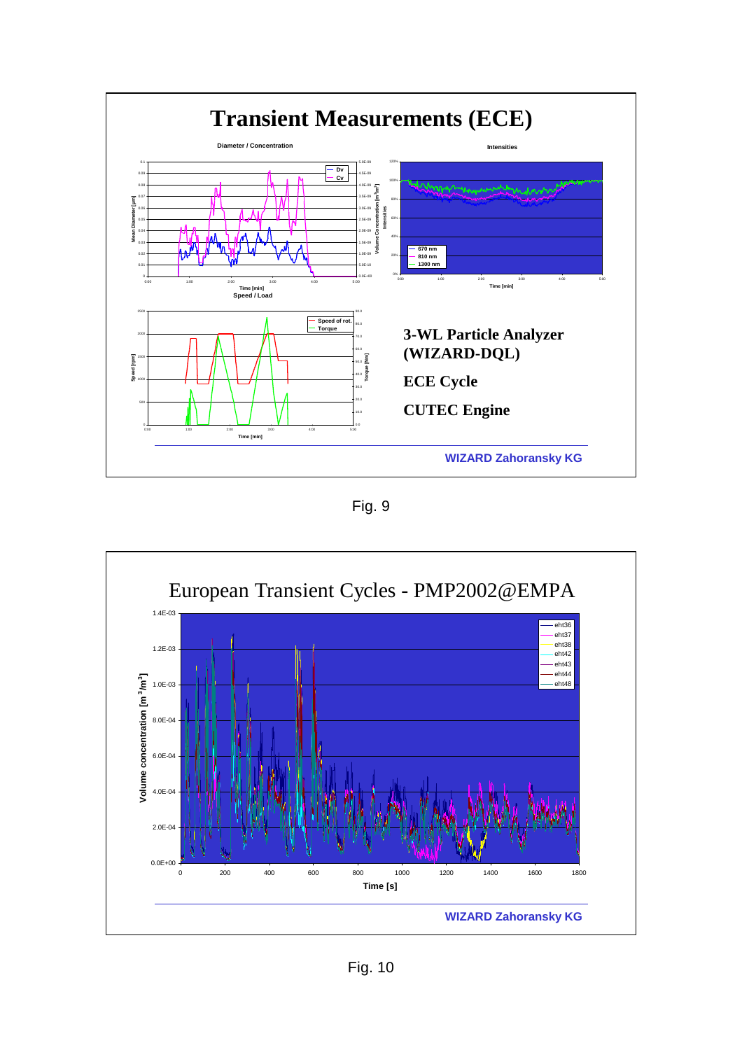# Transient Measurements (ECE)

Diameter / Concentration

Intensities

Speed / Load

**3-WL Particle Analyzer (WIZARD-DQL)**

**ECE Cycle**

**CUTEC Engine**

**WIZARD Zahoransky KG**

Fig. 9

# European Transient Cycles - PMP2002@EMPA

**WIZARD Zahoransky KG**

Fig. 10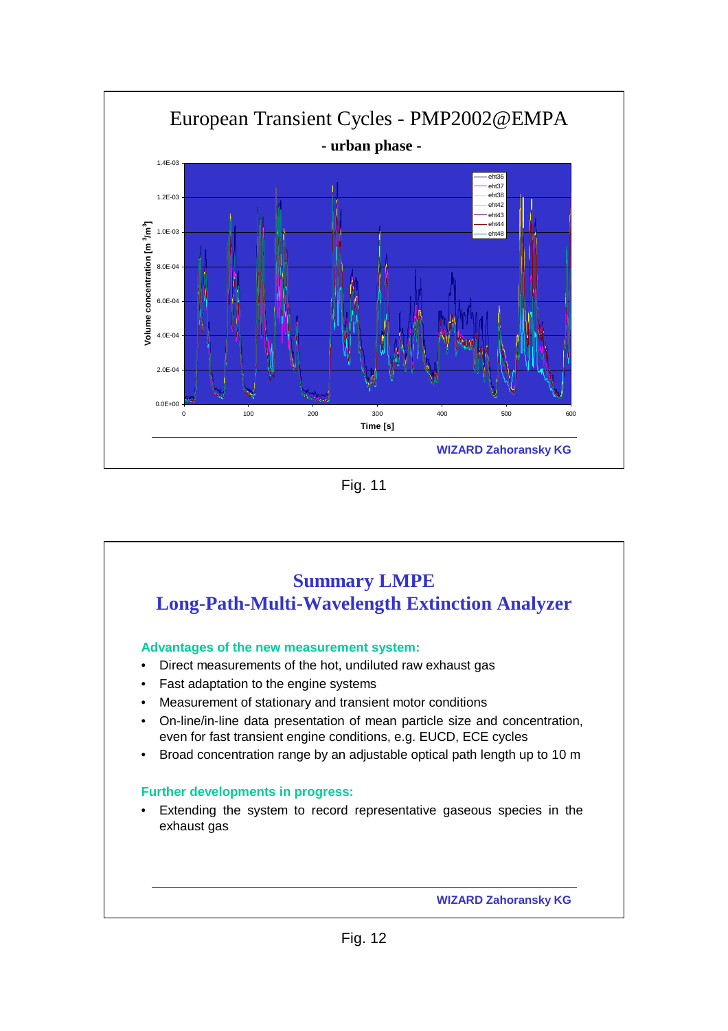European Transient Cycles - PMP2002@EMPA

- urban phase -

Volume concentration [m³/m³]

1.4E-03
1.2E-03
1.0E-03
8.0E-04
6.0E-04
4.0E-04
2.0E-04
0.0E+00

0
100
200
300
400
500
600

Time [s]

eht36
eht37
eht38
eht42
eht43
eht44
eht48

WIZARD Zahoransky KG

Fig. 11

## Summary LMPE
## Long-Path-Multi-Wavelength Extinction Analyzer

**Advantages of the new measurement system:**

- Direct measurements of the hot, undiluted raw exhaust gas
- Fast adaptation to the engine systems
- Measurement of stationary and transient motor conditions
- On-line/in-line data presentation of mean particle size and concentration, even for fast transient engine conditions, e.g. EUCD, ECE cycles
- Broad concentration range by an adjustable optical path length up to 10 m

**Further developments in progress:**

- Extending the system to record representative gaseous species in the exhaust gas

WIZARD Zahoransky KG

Fig. 12